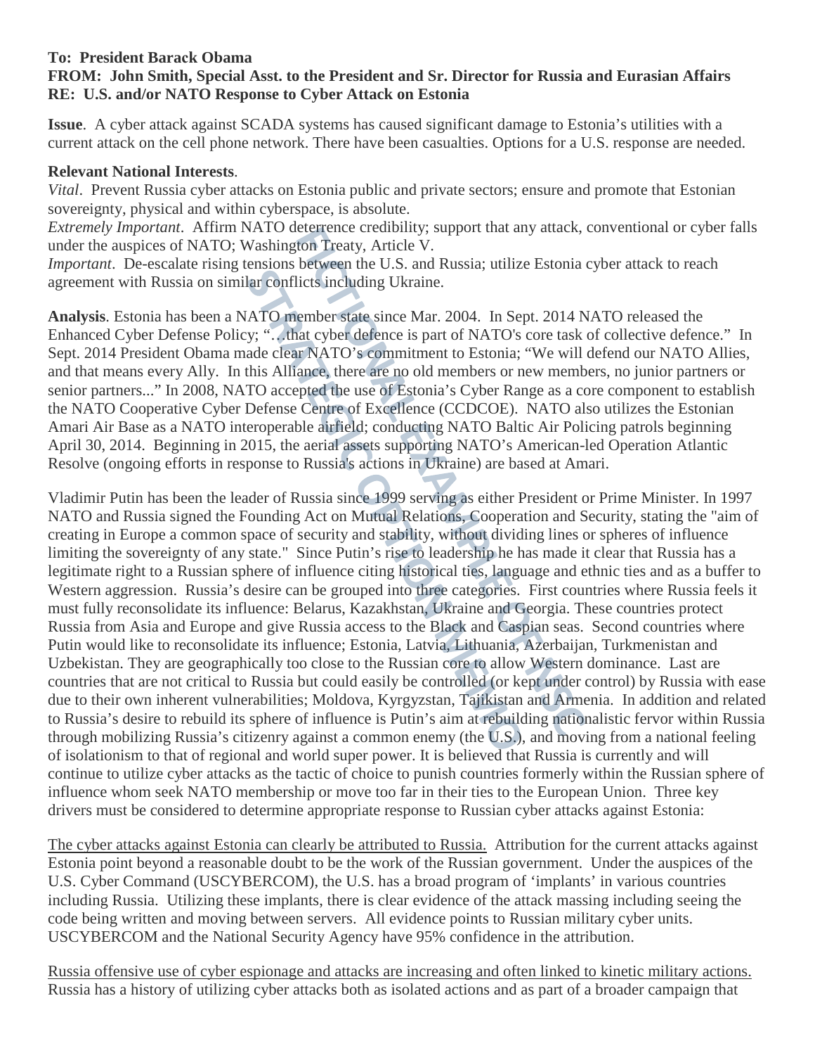**To: President Barack Obama**
**FROM: John Smith, Special Asst. to the President and Sr. Director for Russia and Eurasian Affairs**
**RE: U.S. and/or NATO Response to Cyber Attack on Estonia**

**Issue**. A cyber attack against SCADA systems has caused significant damage to Estonia's utilities with a current attack on the cell phone network. There have been casualties. Options for a U.S. response are needed.

**Relevant National Interests**.
*Vital*. Prevent Russia cyber attacks on Estonia public and private sectors; ensure and promote that Estonian sovereignty, physical and within cyberspace, is absolute.
*Extremely Important*. Affirm NATO deterrence credibility; support that any attack, conventional or cyber falls under the auspices of NATO; Washington Treaty, Article V.
*Important*. De-escalate rising tensions between the U.S. and Russia; utilize Estonia cyber attack to reach agreement with Russia on similar conflicts including Ukraine.

**Analysis**. Estonia has been a NATO member state since Mar. 2004. In Sept. 2014 NATO released the Enhanced Cyber Defense Policy; "…that cyber defence is part of NATO's core task of collective defence." In Sept. 2014 President Obama made clear NATO's commitment to Estonia; "We will defend our NATO Allies, and that means every Ally. In this Alliance, there are no old members or new members, no junior partners or senior partners..." In 2008, NATO accepted the use of Estonia's Cyber Range as a core component to establish the NATO Cooperative Cyber Defense Centre of Excellence (CCDCOE). NATO also utilizes the Estonian Amari Air Base as a NATO interoperable airfield; conducting NATO Baltic Air Policing patrols beginning April 30, 2014. Beginning in 2015, the aerial assets supporting NATO's American-led Operation Atlantic Resolve (ongoing efforts in response to Russia's actions in Ukraine) are based at Amari.

Vladimir Putin has been the leader of Russia since 1999 serving as either President or Prime Minister. In 1997 NATO and Russia signed the Founding Act on Mutual Relations, Cooperation and Security, stating the "aim of creating in Europe a common space of security and stability, without dividing lines or spheres of influence limiting the sovereignty of any state." Since Putin's rise to leadership he has made it clear that Russia has a legitimate right to a Russian sphere of influence citing historical ties, language and ethnic ties and as a buffer to Western aggression. Russia's desire can be grouped into three categories. First countries where Russia feels it must fully reconsolidate its influence: Belarus, Kazakhstan, Ukraine and Georgia. These countries protect Russia from Asia and Europe and give Russia access to the Black and Caspian seas. Second countries where Putin would like to reconsolidate its influence; Estonia, Latvia, Lithuania, Azerbaijan, Turkmenistan and Uzbekistan. They are geographically too close to the Russian core to allow Western dominance. Last are countries that are not critical to Russia but could easily be controlled (or kept under control) by Russia with ease due to their own inherent vulnerabilities; Moldova, Kyrgyzstan, Tajikistan and Armenia. In addition and related to Russia's desire to rebuild its sphere of influence is Putin's aim at rebuilding nationalistic fervor within Russia through mobilizing Russia's citizenry against a common enemy (the U.S.), and moving from a national feeling of isolationism to that of regional and world super power. It is believed that Russia is currently and will continue to utilize cyber attacks as the tactic of choice to punish countries formerly within the Russian sphere of influence whom seek NATO membership or move too far in their ties to the European Union. Three key drivers must be considered to determine appropriate response to Russian cyber attacks against Estonia:

<u>The cyber attacks against Estonia can clearly be attributed to Russia.</u> Attribution for the current attacks against Estonia point beyond a reasonable doubt to be the work of the Russian government. Under the auspices of the U.S. Cyber Command (USCYBERCOM), the U.S. has a broad program of 'implants' in various countries including Russia. Utilizing these implants, there is clear evidence of the attack massing including seeing the code being written and moving between servers. All evidence points to Russian military cyber units. USCYBERCOM and the National Security Agency have 95% confidence in the attribution.

<u>Russia offensive use of cyber espionage and attacks are increasing and often linked to kinetic military actions.</u> Russia has a history of utilizing cyber attacks both as isolated actions and as part of a broader campaign that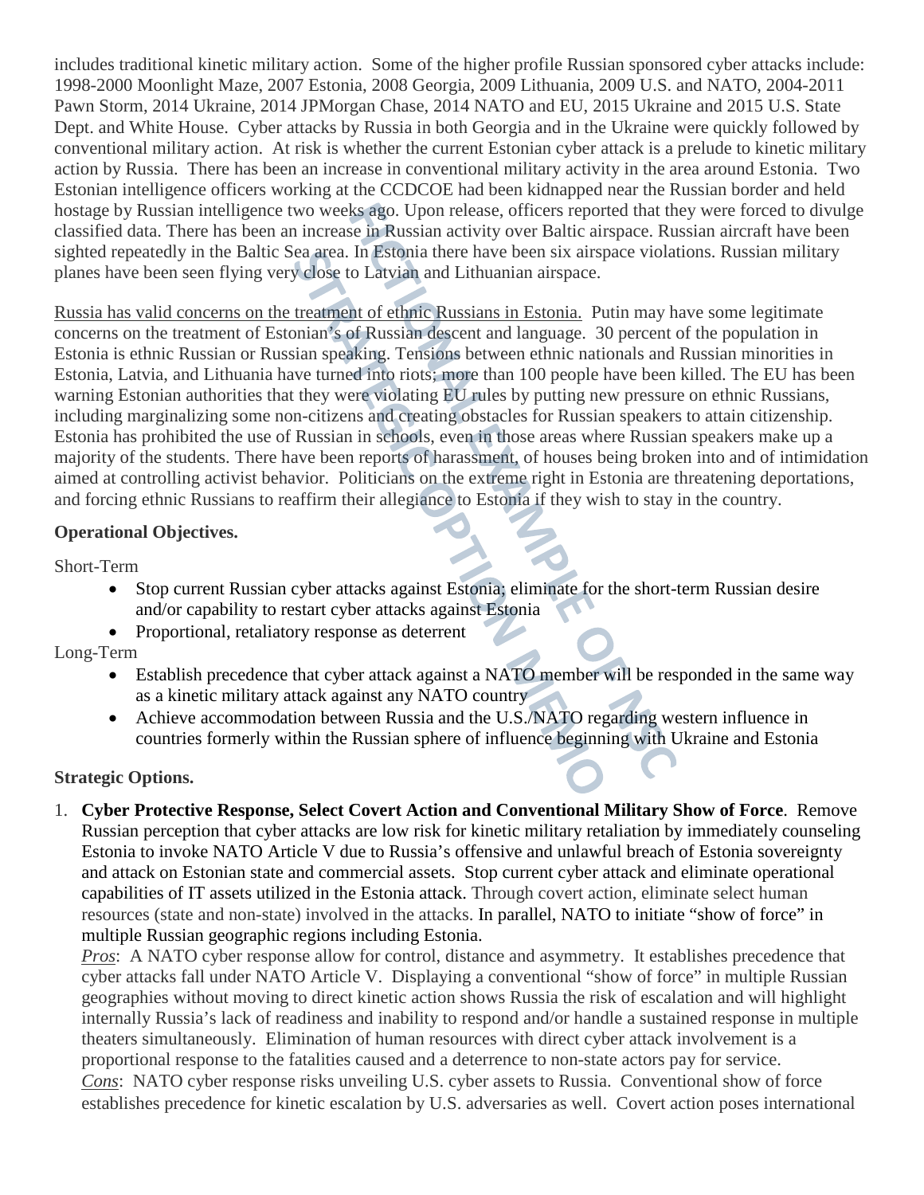includes traditional kinetic military action. Some of the higher profile Russian sponsored cyber attacks include: 1998-2000 Moonlight Maze, 2007 Estonia, 2008 Georgia, 2009 Lithuania, 2009 U.S. and NATO, 2004-2011 Pawn Storm, 2014 Ukraine, 2014 JPMorgan Chase, 2014 NATO and EU, 2015 Ukraine and 2015 U.S. State Dept. and White House. Cyber attacks by Russia in both Georgia and in the Ukraine were quickly followed by conventional military action. At risk is whether the current Estonian cyber attack is a prelude to kinetic military action by Russia. There has been an increase in conventional military activity in the area around Estonia. Two Estonian intelligence officers working at the CCDCOE had been kidnapped near the Russian border and held hostage by Russian intelligence two weeks ago. Upon release, officers reported that they were forced to divulge classified data. There has been an increase in Russian activity over Baltic airspace. Russian aircraft have been sighted repeatedly in the Baltic Sea area. In Estonia there have been six airspace violations. Russian military planes have been seen flying very close to Latvian and Lithuanian airspace.

Russia has valid concerns on the treatment of ethnic Russians in Estonia. Putin may have some legitimate concerns on the treatment of Estonian's of Russian descent and language. 30 percent of the population in Estonia is ethnic Russian or Russian speaking. Tensions between ethnic nationals and Russian minorities in Estonia, Latvia, and Lithuania have turned into riots; more than 100 people have been killed. The EU has been warning Estonian authorities that they were violating EU rules by putting new pressure on ethnic Russians, including marginalizing some non-citizens and creating obstacles for Russian speakers to attain citizenship. Estonia has prohibited the use of Russian in schools, even in those areas where Russian speakers make up a majority of the students. There have been reports of harassment, of houses being broken into and of intimidation aimed at controlling activist behavior. Politicians on the extreme right in Estonia are threatening deportations, and forcing ethnic Russians to reaffirm their allegiance to Estonia if they wish to stay in the country.

**Operational Objectives.**

Short-Term

- Stop current Russian cyber attacks against Estonia; eliminate for the short-term Russian desire and/or capability to restart cyber attacks against Estonia
- Proportional, retaliatory response as deterrent

Long-Term

- Establish precedence that cyber attack against a NATO member will be responded in the same way as a kinetic military attack against any NATO country
- Achieve accommodation between Russia and the U.S./NATO regarding western influence in countries formerly within the Russian sphere of influence beginning with Ukraine and Estonia

**Strategic Options.**

1. **Cyber Protective Response, Select Covert Action and Conventional Military Show of Force**. Remove Russian perception that cyber attacks are low risk for kinetic military retaliation by immediately counseling Estonia to invoke NATO Article V due to Russia's offensive and unlawful breach of Estonia sovereignty and attack on Estonian state and commercial assets. Stop current cyber attack and eliminate operational capabilities of IT assets utilized in the Estonia attack. Through covert action, eliminate select human resources (state and non-state) involved in the attacks. In parallel, NATO to initiate "show of force" in multiple Russian geographic regions including Estonia.
   *Pros*: A NATO cyber response allow for control, distance and asymmetry. It establishes precedence that cyber attacks fall under NATO Article V. Displaying a conventional "show of force" in multiple Russian geographies without moving to direct kinetic action shows Russia the risk of escalation and will highlight internally Russia's lack of readiness and inability to respond and/or handle a sustained response in multiple theaters simultaneously. Elimination of human resources with direct cyber attack involvement is a proportional response to the fatalities caused and a deterrence to non-state actors pay for service.
   *Cons*: NATO cyber response risks unveiling U.S. cyber assets to Russia. Conventional show of force establishes precedence for kinetic escalation by U.S. adversaries as well. Covert action poses international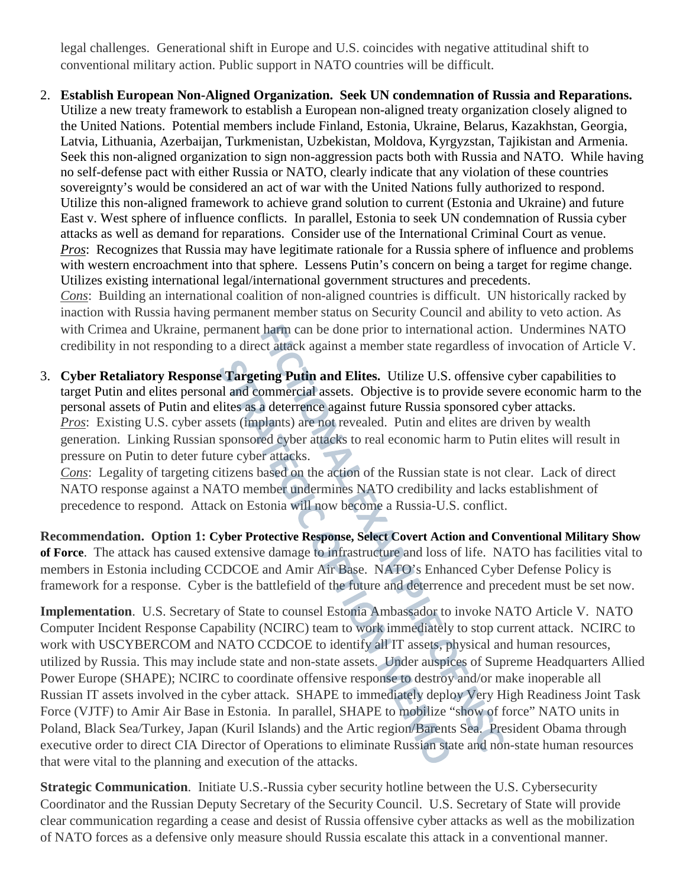legal challenges. Generational shift in Europe and U.S. coincides with negative attitudinal shift to conventional military action. Public support in NATO countries will be difficult.

2. **Establish European Non-Aligned Organization. Seek UN condemnation of Russia and Reparations.** Utilize a new treaty framework to establish a European non-aligned treaty organization closely aligned to the United Nations. Potential members include Finland, Estonia, Ukraine, Belarus, Kazakhstan, Georgia, Latvia, Lithuania, Azerbaijan, Turkmenistan, Uzbekistan, Moldova, Kyrgyzstan, Tajikistan and Armenia. Seek this non-aligned organization to sign non-aggression pacts both with Russia and NATO. While having no self-defense pact with either Russia or NATO, clearly indicate that any violation of these countries sovereignty's would be considered an act of war with the United Nations fully authorized to respond. Utilize this non-aligned framework to achieve grand solution to current (Estonia and Ukraine) and future East v. West sphere of influence conflicts. In parallel, Estonia to seek UN condemnation of Russia cyber attacks as well as demand for reparations. Consider use of the International Criminal Court as venue.
   *Pros*: Recognizes that Russia may have legitimate rationale for a Russia sphere of influence and problems with western encroachment into that sphere. Lessens Putin's concern on being a target for regime change. Utilizes existing international legal/international government structures and precedents.
   *Cons*: Building an international coalition of non-aligned countries is difficult. UN historically racked by inaction with Russia having permanent member status on Security Council and ability to veto action. As with Crimea and Ukraine, permanent harm can be done prior to international action. Undermines NATO credibility in not responding to a direct attack against a member state regardless of invocation of Article V.

3. **Cyber Retaliatory Response Targeting Putin and Elites.** Utilize U.S. offensive cyber capabilities to target Putin and elites personal and commercial assets. Objective is to provide severe economic harm to the personal assets of Putin and elites as a deterrence against future Russia sponsored cyber attacks.
   *Pros*: Existing U.S. cyber assets (implants) are not revealed. Putin and elites are driven by wealth generation. Linking Russian sponsored cyber attacks to real economic harm to Putin elites will result in pressure on Putin to deter future cyber attacks.
   *Cons*: Legality of targeting citizens based on the action of the Russian state is not clear. Lack of direct NATO response against a NATO member undermines NATO credibility and lacks establishment of precedence to respond. Attack on Estonia will now become a Russia-U.S. conflict.

**Recommendation. Option 1: Cyber Protective Response, Select Covert Action and Conventional Military Show of Force**. The attack has caused extensive damage to infrastructure and loss of life. NATO has facilities vital to members in Estonia including CCDCOE and Amir Air Base. NATO's Enhanced Cyber Defense Policy is framework for a response. Cyber is the battlefield of the future and deterrence and precedent must be set now.

**Implementation**. U.S. Secretary of State to counsel Estonia Ambassador to invoke NATO Article V. NATO Computer Incident Response Capability (NCIRC) team to work immediately to stop current attack. NCIRC to work with USCYBERCOM and NATO CCDCOE to identify all IT assets, physical and human resources, utilized by Russia. This may include state and non-state assets. Under auspices of Supreme Headquarters Allied Power Europe (SHAPE); NCIRC to coordinate offensive response to destroy and/or make inoperable all Russian IT assets involved in the cyber attack. SHAPE to immediately deploy Very High Readiness Joint Task Force (VJTF) to Amir Air Base in Estonia. In parallel, SHAPE to mobilize "show of force" NATO units in Poland, Black Sea/Turkey, Japan (Kuril Islands) and the Artic region/Barents Sea. President Obama through executive order to direct CIA Director of Operations to eliminate Russian state and non-state human resources that were vital to the planning and execution of the attacks.

**Strategic Communication**. Initiate U.S.-Russia cyber security hotline between the U.S. Cybersecurity Coordinator and the Russian Deputy Secretary of the Security Council. U.S. Secretary of State will provide clear communication regarding a cease and desist of Russia offensive cyber attacks as well as the mobilization of NATO forces as a defensive only measure should Russia escalate this attack in a conventional manner.

FICTIONAL EXAMPLE OF NSC STRATEGIC OPTION MEMO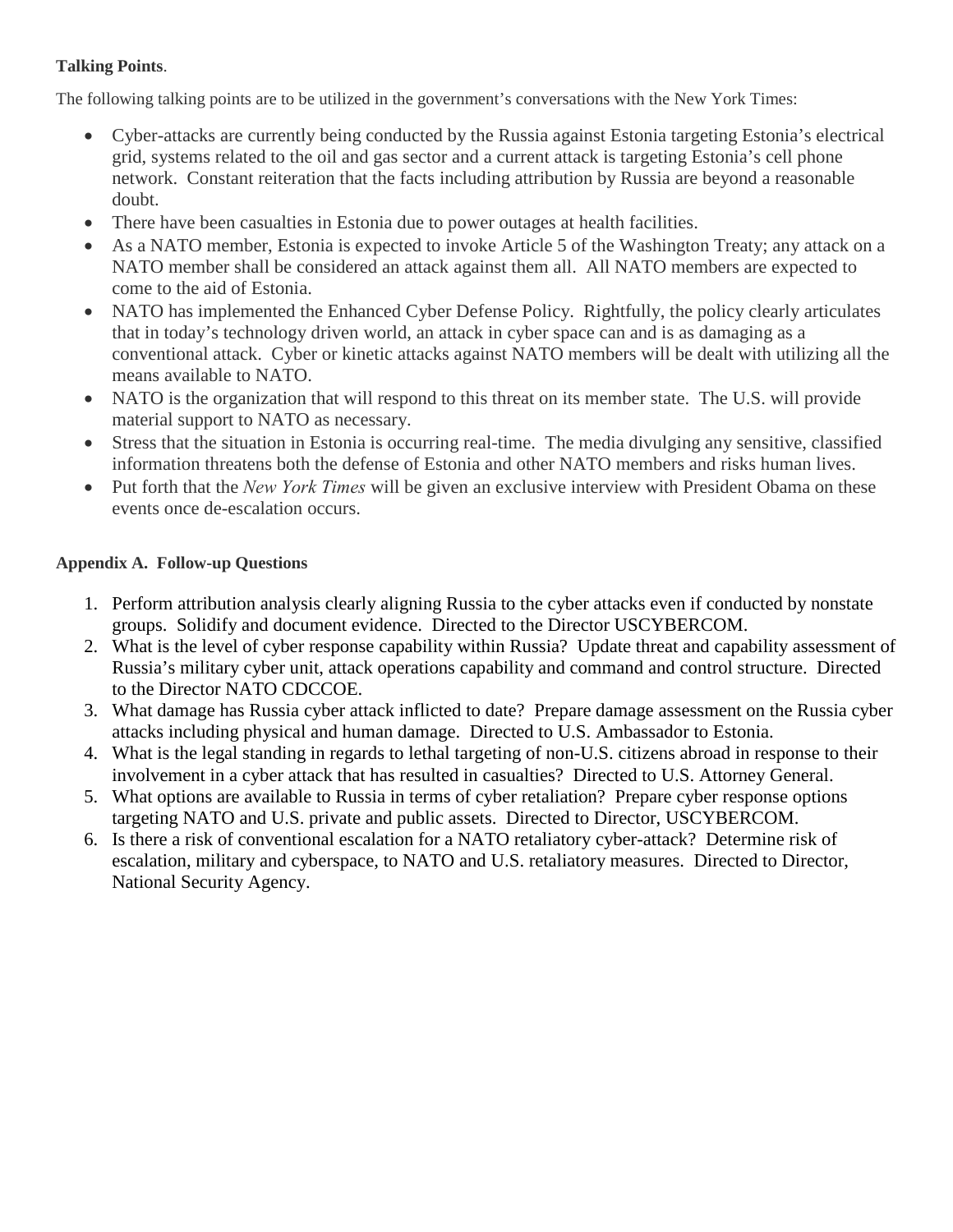**Talking Points**.

The following talking points are to be utilized in the government's conversations with the New York Times:

- Cyber-attacks are currently being conducted by the Russia against Estonia targeting Estonia's electrical grid, systems related to the oil and gas sector and a current attack is targeting Estonia's cell phone network. Constant reiteration that the facts including attribution by Russia are beyond a reasonable doubt.
- There have been casualties in Estonia due to power outages at health facilities.
- As a NATO member, Estonia is expected to invoke Article 5 of the Washington Treaty; any attack on a NATO member shall be considered an attack against them all. All NATO members are expected to come to the aid of Estonia.
- NATO has implemented the Enhanced Cyber Defense Policy. Rightfully, the policy clearly articulates that in today's technology driven world, an attack in cyber space can and is as damaging as a conventional attack. Cyber or kinetic attacks against NATO members will be dealt with utilizing all the means available to NATO.
- NATO is the organization that will respond to this threat on its member state. The U.S. will provide material support to NATO as necessary.
- Stress that the situation in Estonia is occurring real-time. The media divulging any sensitive, classified information threatens both the defense of Estonia and other NATO members and risks human lives.
- Put forth that the *New York Times* will be given an exclusive interview with President Obama on these events once de-escalation occurs.

**Appendix A. Follow-up Questions**

1. Perform attribution analysis clearly aligning Russia to the cyber attacks even if conducted by nonstate groups. Solidify and document evidence. Directed to the Director USCYBERCOM.
2. What is the level of cyber response capability within Russia? Update threat and capability assessment of Russia's military cyber unit, attack operations capability and command and control structure. Directed to the Director NATO CDCCOE.
3. What damage has Russia cyber attack inflicted to date? Prepare damage assessment on the Russia cyber attacks including physical and human damage. Directed to U.S. Ambassador to Estonia.
4. What is the legal standing in regards to lethal targeting of non-U.S. citizens abroad in response to their involvement in a cyber attack that has resulted in casualties? Directed to U.S. Attorney General.
5. What options are available to Russia in terms of cyber retaliation? Prepare cyber response options targeting NATO and U.S. private and public assets. Directed to Director, USCYBERCOM.
6. Is there a risk of conventional escalation for a NATO retaliatory cyber-attack? Determine risk of escalation, military and cyberspace, to NATO and U.S. retaliatory measures. Directed to Director, National Security Agency.